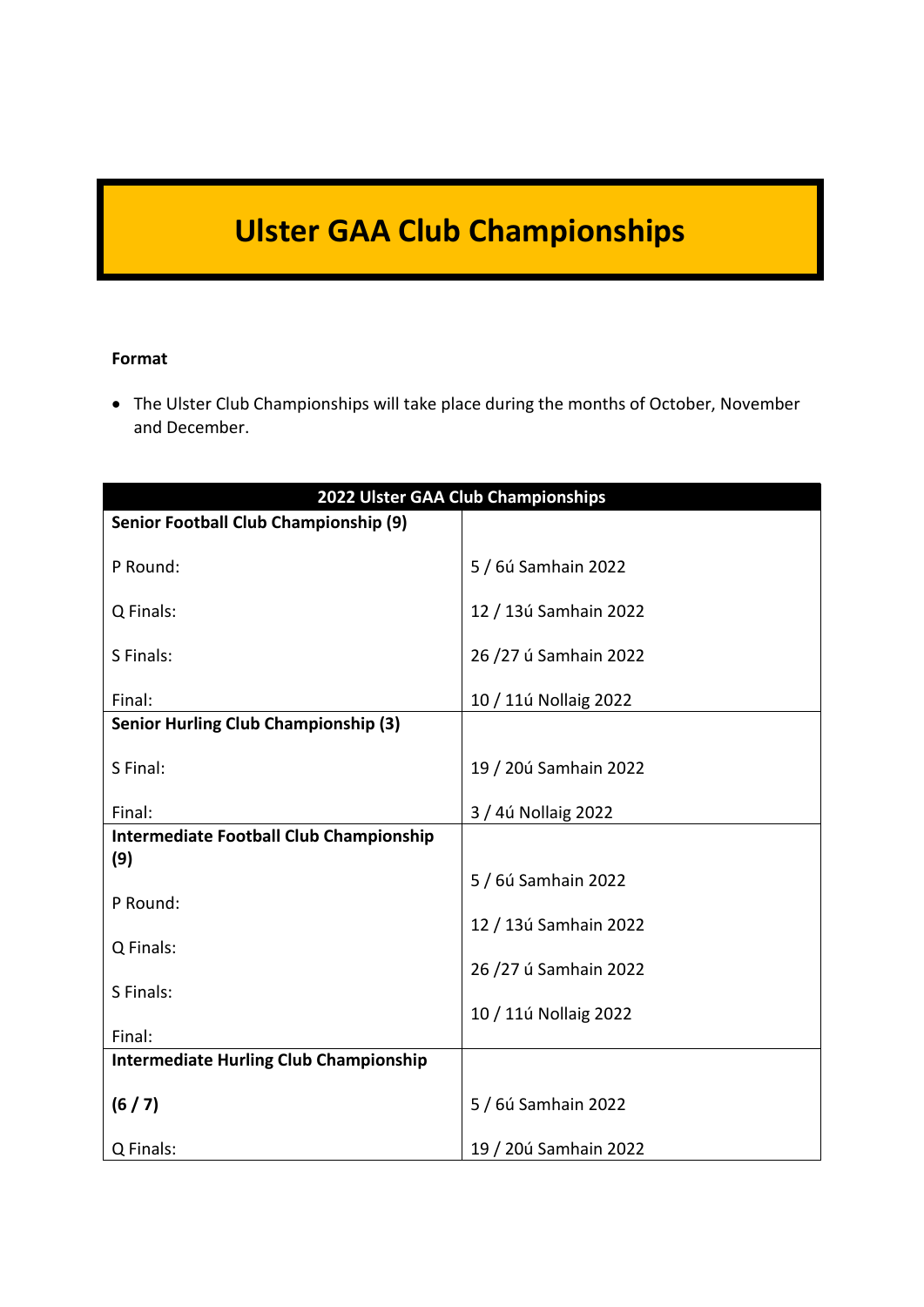# Ulster GAA Club Championships

**Format**

- The Ulster Club Championships will take place during the months of October, November and December.

| 2022 Ulster GAA Club Championships | |
|---|---|
| **Senior Football Club Championship (9)** | |
| P Round: | 5 / 6ú Samhain 2022 |
| Q Finals: | 12 / 13ú Samhain 2022 |
| S Finals: | 26 /27 ú Samhain 2022 |
| Final: | 10 / 11ú Nollaig 2022 |
| **Senior Hurling Club Championship (3)** | |
| S Final: | 19 / 20ú Samhain 2022 |
| Final: | 3 / 4ú Nollaig 2022 |
| **Intermediate Football Club Championship (9)** | |
| P Round: | 5 / 6ú Samhain 2022 |
| Q Finals: | 12 / 13ú Samhain 2022 |
| S Finals: | 26 /27 ú Samhain 2022 |
| Final: | 10 / 11ú Nollaig 2022 |
| **Intermediate Hurling Club Championship** | |
| **(6 / 7)** | 5 / 6ú Samhain 2022 |
| Q Finals: | 19 / 20ú Samhain 2022 |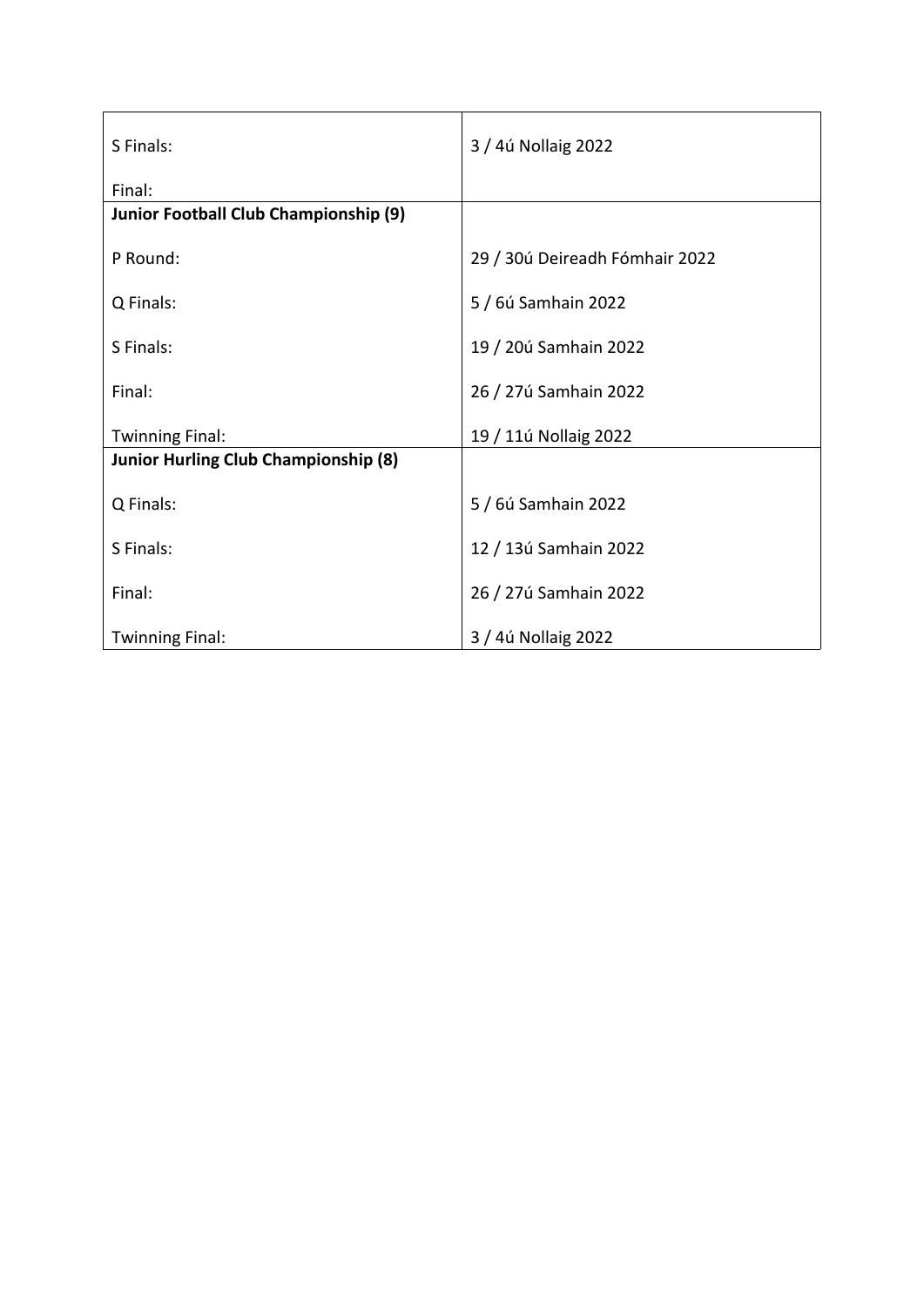| | |
|---|---|
| S Finals: | 3 / 4ú Nollaig 2022 |
| Final: | |
| **Junior Football Club Championship (9)** | |
| P Round: | 29 / 30ú Deireadh Fómhair 2022 |
| Q Finals: | 5 / 6ú Samhain 2022 |
| S Finals: | 19 / 20ú Samhain 2022 |
| Final: | 26 / 27ú Samhain 2022 |
| Twinning Final: | 19 / 11ú Nollaig 2022 |
| **Junior Hurling Club Championship (8)** | |
| Q Finals: | 5 / 6ú Samhain 2022 |
| S Finals: | 12 / 13ú Samhain 2022 |
| Final: | 26 / 27ú Samhain 2022 |
| Twinning Final: | 3 / 4ú Nollaig 2022 |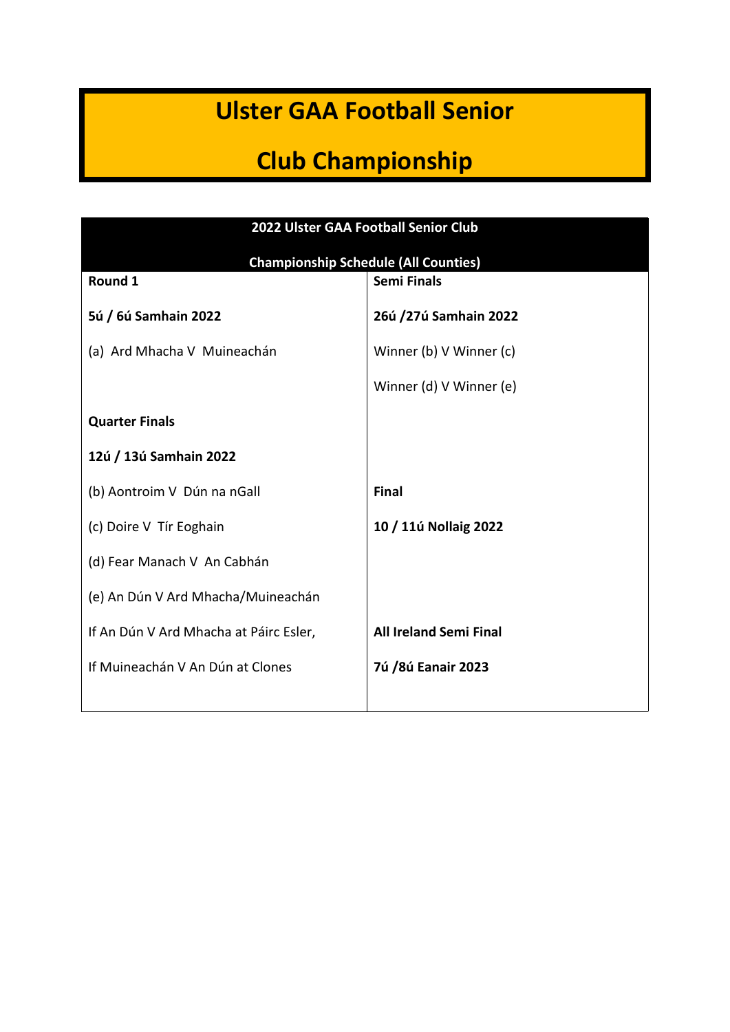# Ulster GAA Football Senior Club Championship

| 2022 Ulster GAA Football Senior Club Championship Schedule (All Counties) | |
|---|---|
| **Round 1** | **Semi Finals** |
| **5ú / 6ú Samhain 2022** | **26ú /27ú Samhain 2022** |
| (a) Ard Mhacha V Muineachán | Winner (b) V Winner (c) |
| | Winner (d) V Winner (e) |
| **Quarter Finals** | |
| **12ú / 13ú Samhain 2022** | |
| (b) Aontroim V Dún na nGall | **Final** |
| (c) Doire V Tír Eoghain | **10 / 11ú Nollaig 2022** |
| (d) Fear Manach V An Cabhán | |
| (e) An Dún V Ard Mhacha/Muineachán | |
| If An Dún V Ard Mhacha at Páirc Esler, | **All Ireland Semi Final** |
| If Muineachán V An Dún at Clones | **7ú /8ú Eanair 2023** |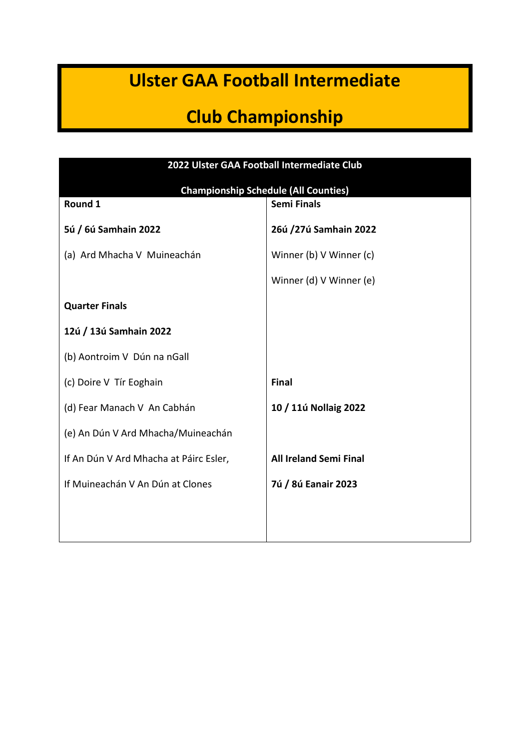# Ulster GAA Football Intermediate Club Championship

| 2022 Ulster GAA Football Intermediate Club Championship Schedule (All Counties) | |
|---|---|
| **Round 1** | **Semi Finals** |
| **5ú / 6ú Samhain 2022** | **26ú /27ú Samhain 2022** |
| (a) Ard Mhacha V Muineachán | Winner (b) V Winner (c) |
| | Winner (d) V Winner (e) |
| **Quarter Finals** | |
| **12ú / 13ú Samhain 2022** | |
| (b) Aontroim V Dún na nGall | |
| (c) Doire V Tír Eoghain | **Final** |
| (d) Fear Manach V An Cabhán | **10 / 11ú Nollaig 2022** |
| (e) An Dún V Ard Mhacha/Muineachán | |
| If An Dún V Ard Mhacha at Páirc Esler, | **All Ireland Semi Final** |
| If Muineachán V An Dún at Clones | **7ú / 8ú Eanair 2023** |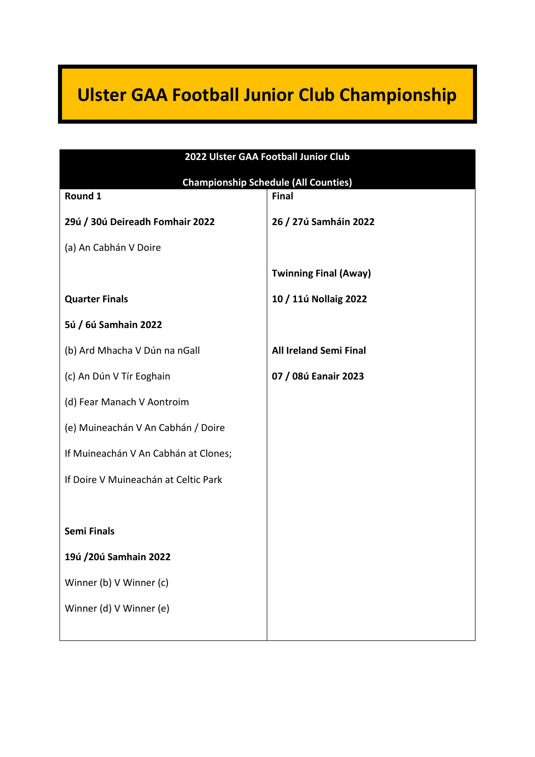# Ulster GAA Football Junior Club Championship

| 2022 Ulster GAA Football Junior Club Championship Schedule (All Counties) | |
|---|---|
| **Round 1**<br><br>**29ú / 30ú Deireadh Fomhair 2022**<br><br>(a) An Cabhán V Doire<br><br>**Quarter Finals**<br><br>**5ú / 6ú Samhain 2022**<br><br>(b) Ard Mhacha V Dún na nGall<br><br>(c) An Dún V Tír Eoghain<br><br>(d) Fear Manach V Aontroim<br><br>(e) Muineachán V An Cabhán / Doire<br><br>If Muineachán V An Cabhán at Clones;<br><br>If Doire V Muineachán at Celtic Park<br><br>**Semi Finals**<br><br>**19ú /20ú Samhain 2022**<br><br>Winner (b) V Winner (c)<br><br>Winner (d) V Winner (e) | **Final**<br><br>**26 / 27ú Samháin 2022**<br><br>**Twinning Final (Away)**<br><br>**10 / 11ú Nollaig 2022**<br><br>**All Ireland Semi Final**<br><br>**07 / 08ú Eanair 2023** |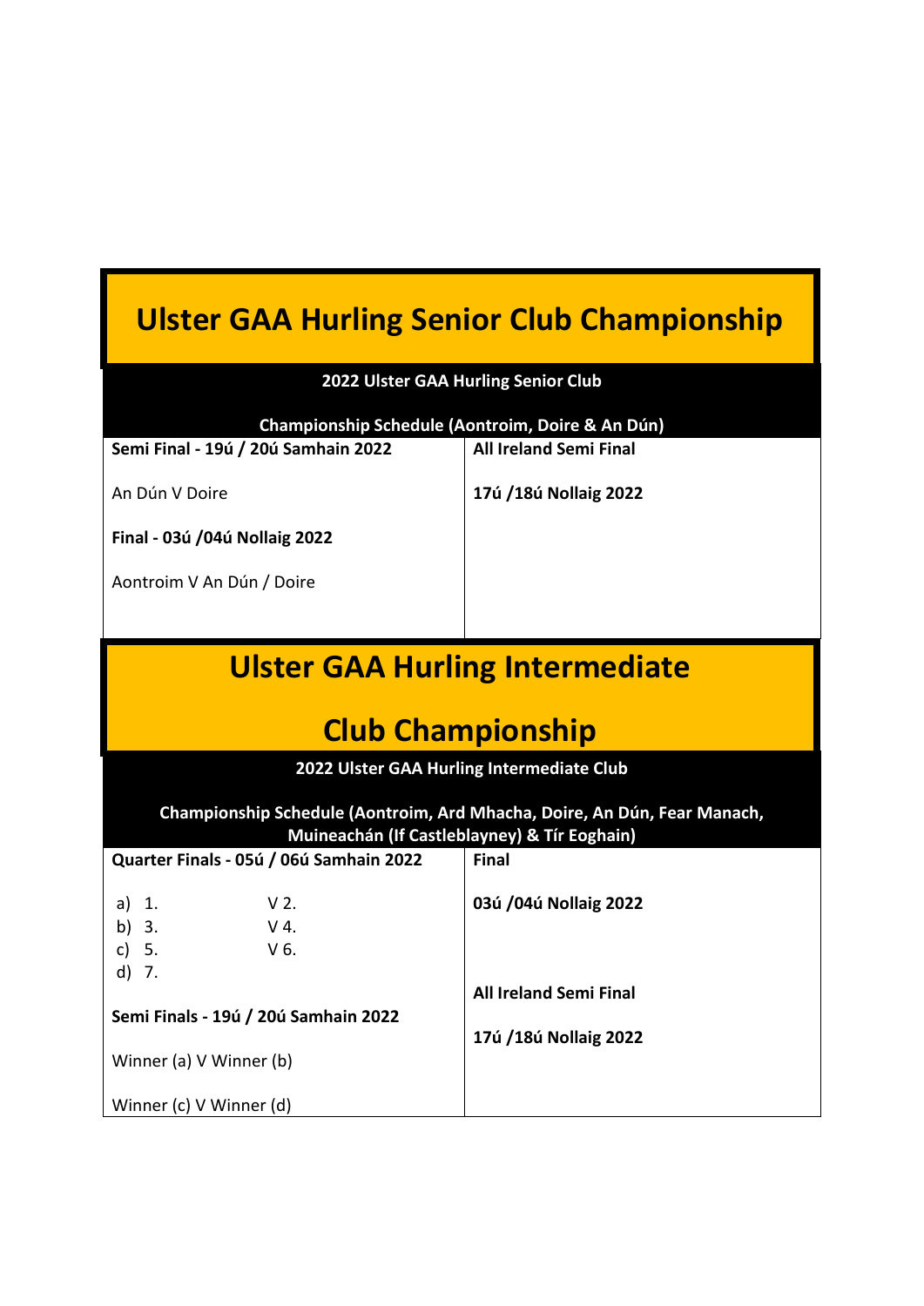# Ulster GAA Hurling Senior Club Championship

| 2022 Ulster GAA Hurling Senior Club Championship Schedule (Aontroim, Doire & An Dún) | |
|---|---|
| **Semi Final - 19ú / 20ú Samhain 2022**<br><br>An Dún V Doire<br><br>**Final - 03ú /04ú Nollaig 2022**<br><br>Aontroim V An Dún / Doire | **All Ireland Semi Final**<br><br>**17ú /18ú Nollaig 2022** |

# Ulster GAA Hurling Intermediate Club Championship

| 2022 Ulster GAA Hurling Intermediate Club Championship Schedule (Aontroim, Ard Mhacha, Doire, An Dún, Fear Manach, Muineachán (If Castleblayney) & Tír Eoghain) | |
|---|---|
| **Quarter Finals - 05ú / 06ú Samhain 2022**<br><br>a) 1. V 2.<br>b) 3. V 4.<br>c) 5. V 6.<br>d) 7.<br><br>**Semi Finals - 19ú / 20ú Samhain 2022**<br><br>Winner (a) V Winner (b)<br><br>Winner (c) V Winner (d) | **Final**<br><br>**03ú /04ú Nollaig 2022**<br><br>**All Ireland Semi Final**<br><br>**17ú /18ú Nollaig 2022** |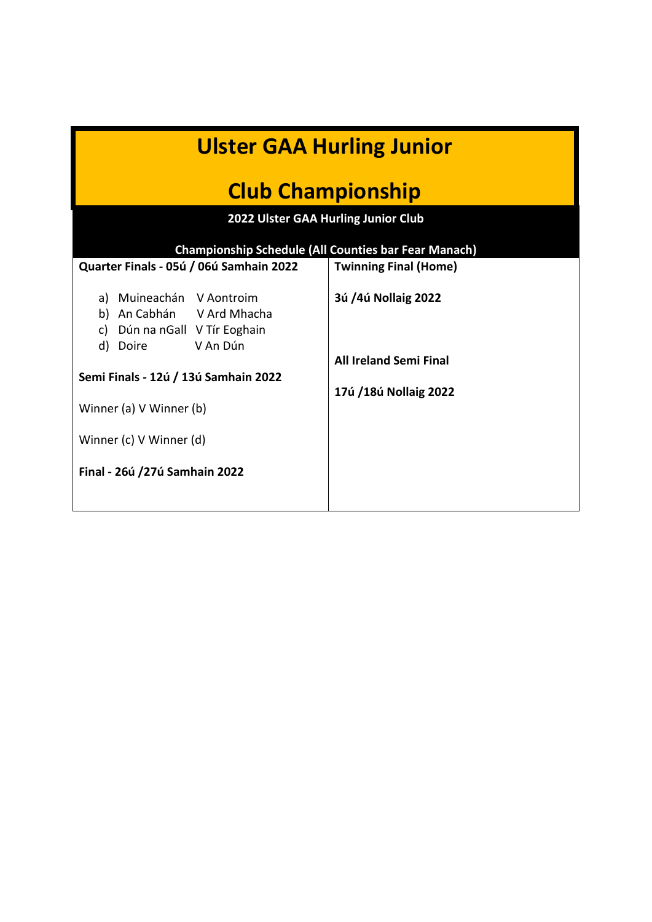# Ulster GAA Hurling Junior Club Championship

**2022 Ulster GAA Hurling Junior Club Championship Schedule (All Counties bar Fear Manach)**

| | |
|---|---|
| **Quarter Finals - 05ú / 06ú Samhain 2022**<br><br>a) Muineachán V Aontroim<br>b) An Cabhán V Ard Mhacha<br>c) Dún na nGall V Tír Eoghain<br>d) Doire V An Dún<br><br>**Semi Finals - 12ú / 13ú Samhain 2022**<br><br>Winner (a) V Winner (b)<br><br>Winner (c) V Winner (d)<br><br>**Final - 26ú /27ú Samhain 2022** | **Twinning Final (Home)**<br><br>**3ú /4ú Nollaig 2022**<br><br>**All Ireland Semi Final**<br><br>**17ú /18ú Nollaig 2022** |